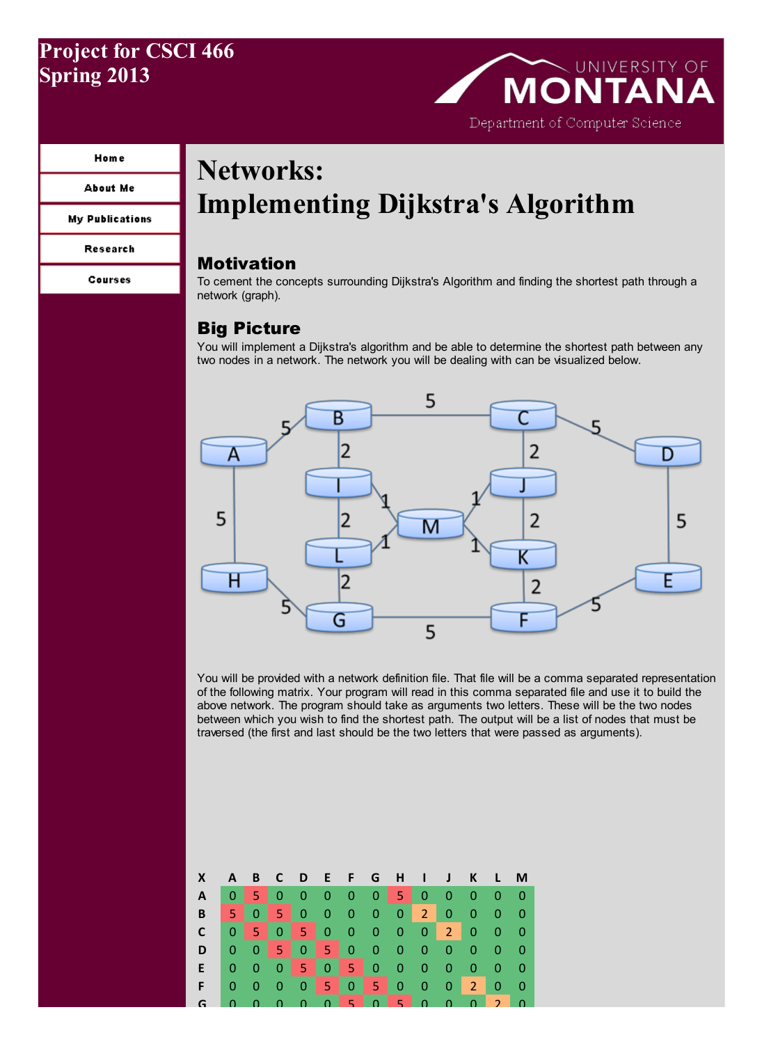# Project for CSCI 466
# Spring 2013

UNIVERSITY OF MONTANA
Department of Computer Science

- Home
- About Me
- My Publications
- Research
- Courses

# Networks:
# Implementing Dijkstra's Algorithm

## Motivation

To cement the concepts surrounding Dijkstra's Algorithm and finding the shortest path through a network (graph).

## Big Picture

You will implement a Dijkstra's algorithm and be able to determine the shortest path between any two nodes in a network. The network you will be dealing with can be visualized below.

You will be provided with a network definition file. That file will be a comma separated representation of the following matrix. Your program will read in this comma separated file and use it to build the above network. The program should take as arguments two letters. These will be the two nodes between which you wish to find the shortest path. The output will be a list of nodes that must be traversed (the first and last should be the two letters that were passed as arguments).

| X | A | B | C | D | E | F | G | H | I | J | K | L | M |
|---|---|---|---|---|---|---|---|---|---|---|---|---|---|
| A | 0 | 5 | 0 | 0 | 0 | 0 | 0 | 5 | 0 | 0 | 0 | 0 | 0 |
| B | 5 | 0 | 5 | 0 | 0 | 0 | 0 | 0 | 2 | 0 | 0 | 0 | 0 |
| C | 0 | 5 | 0 | 5 | 0 | 0 | 0 | 0 | 0 | 2 | 0 | 0 | 0 |
| D | 0 | 0 | 5 | 0 | 5 | 0 | 0 | 0 | 0 | 0 | 0 | 0 | 0 |
| E | 0 | 0 | 0 | 5 | 0 | 5 | 0 | 0 | 0 | 0 | 0 | 0 | 0 |
| F | 0 | 0 | 0 | 0 | 5 | 0 | 5 | 0 | 0 | 0 | 2 | 0 | 0 |
| G | 0 | 0 | 0 | 0 | 0 | 5 | 0 | 5 | 0 | 0 | 0 | 2 | 0 |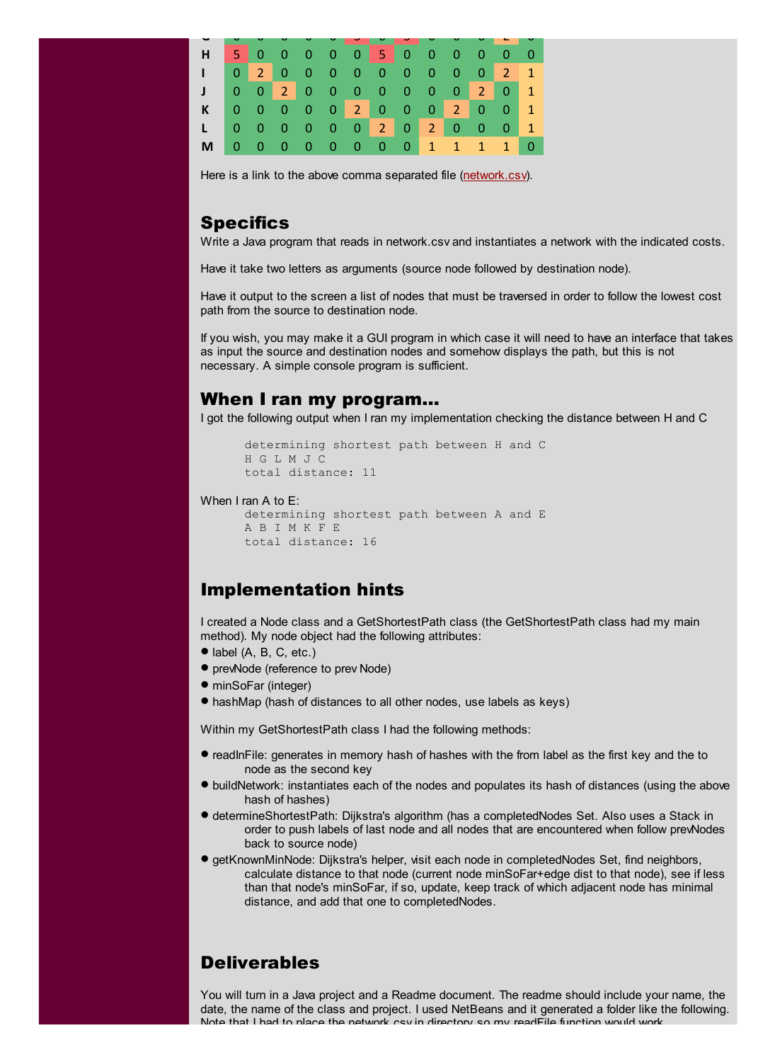| | A | B | C | D | E | F | G | H | I | J | K | L | M |
|---|---|---|---|---|---|---|---|---|---|---|---|---|---|
| **G** | 0 | 0 | 0 | 0 | 0 | 5 | 0 | 5 | 0 | 0 | 0 | 2 | 0 |
| **H** | 5 | 0 | 0 | 0 | 0 | 0 | 5 | 0 | 0 | 0 | 0 | 0 | 0 |
| **I** | 0 | 2 | 0 | 0 | 0 | 0 | 0 | 0 | 0 | 0 | 0 | 2 | 1 |
| **J** | 0 | 0 | 2 | 0 | 0 | 0 | 0 | 0 | 0 | 0 | 2 | 0 | 1 |
| **K** | 0 | 0 | 0 | 0 | 0 | 2 | 0 | 0 | 0 | 2 | 0 | 0 | 1 |
| **L** | 0 | 0 | 0 | 0 | 0 | 0 | 2 | 0 | 2 | 0 | 0 | 0 | 1 |
| **M** | 0 | 0 | 0 | 0 | 0 | 0 | 0 | 0 | 1 | 1 | 1 | 1 | 0 |

Here is a link to the above comma separated file (network.csv).

## Specifics

Write a Java program that reads in network.csv and instantiates a network with the indicated costs.

Have it take two letters as arguments (source node followed by destination node).

Have it output to the screen a list of nodes that must be traversed in order to follow the lowest cost path from the source to destination node.

If you wish, you may make it a GUI program in which case it will need to have an interface that takes as input the source and destination nodes and somehow displays the path, but this is not necessary. A simple console program is sufficient.

## When I ran my program...

I got the following output when I ran my implementation checking the distance between H and C

```
determining shortest path between H and C
H G L M J C
total distance: 11
```

When I ran A to E:

```
determining shortest path between A and E
A B I M K F E
total distance: 16
```

## Implementation hints

I created a Node class and a GetShortestPath class (the GetShortestPath class had my main method). My node object had the following attributes:

- label (A, B, C, etc.)
- prevNode (reference to prev Node)
- minSoFar (integer)
- hashMap (hash of distances to all other nodes, use labels as keys)

Within my GetShortestPath class I had the following methods:

- readInFile: generates in memory hash of hashes with the from label as the first key and the to node as the second key
- buildNetwork: instantiates each of the nodes and populates its hash of distances (using the above hash of hashes)
- determineShortestPath: Dijkstra's algorithm (has a completedNodes Set. Also uses a Stack in order to push labels of last node and all nodes that are encountered when follow prevNodes back to source node)
- getKnownMinNode: Dijkstra's helper, visit each node in completedNodes Set, find neighbors, calculate distance to that node (current node minSoFar+edge dist to that node), see if less than that node's minSoFar, if so, update, keep track of which adjacent node has minimal distance, and add that one to completedNodes.

## Deliverables

You will turn in a Java project and a Readme document. The readme should include your name, the date, the name of the class and project. I used NetBeans and it generated a folder like the following. Note that I had to place the network.csv in directory so my readFile function would work.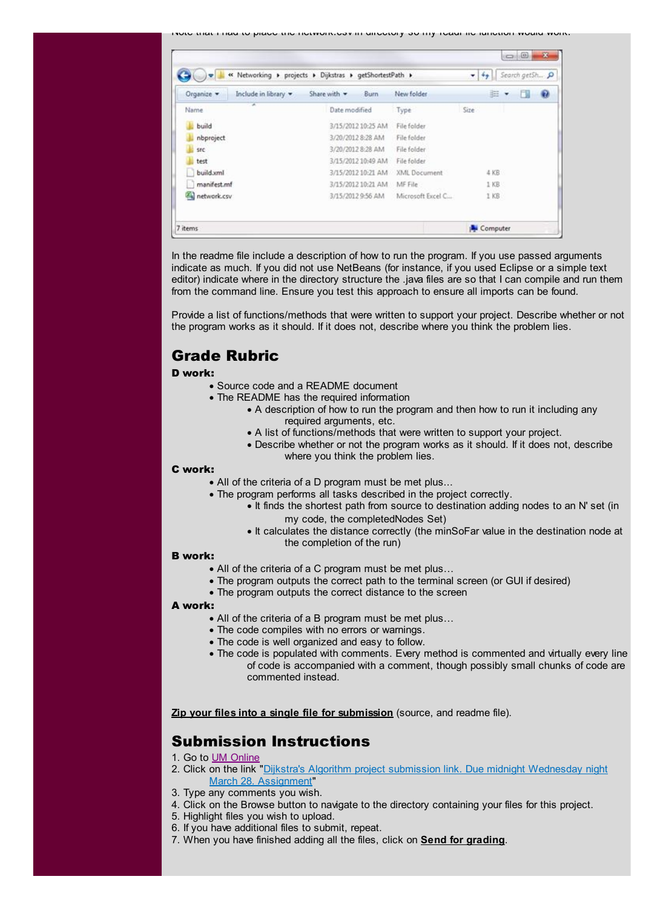In the readme file include a description of how to run the program. If you use passed arguments indicate as much. If you did not use NetBeans (for instance, if you used Eclipse or a simple text editor) indicate where in the directory structure the .java files are so that I can compile and run them from the command line. Ensure you test this approach to ensure all imports can be found.

Provide a list of functions/methods that were written to support your project. Describe whether or not the program works as it should. If it does not, describe where you think the problem lies.

## Grade Rubric

**D work:**

- Source code and a README document
- The README has the required information
  - A description of how to run the program and then how to run it including any required arguments, etc.
  - A list of functions/methods that were written to support your project.
  - Describe whether or not the program works as it should. If it does not, describe where you think the problem lies.

**C work:**

- All of the criteria of a D program must be met plus…
- The program performs all tasks described in the project correctly.
  - It finds the shortest path from source to destination adding nodes to an N' set (in my code, the completedNodes Set)
  - It calculates the distance correctly (the minSoFar value in the destination node at the completion of the run)

**B work:**

- All of the criteria of a C program must be met plus…
- The program outputs the correct path to the terminal screen (or GUI if desired)
- The program outputs the correct distance to the screen

**A work:**

- All of the criteria of a B program must be met plus…
- The code compiles with no errors or warnings.
- The code is well organized and easy to follow.
- The code is populated with comments. Every method is commented and virtually every line of code is accompanied with a comment, though possibly small chunks of code are commented instead.

**Zip your files into a single file for submission** (source, and readme file).

## Submission Instructions

1. Go to UM Online
2. Click on the link "Dijkstra's Algorithm project submission link. Due midnight Wednesday night March 28. Assignment"
3. Type any comments you wish.
4. Click on the Browse button to navigate to the directory containing your files for this project.
5. Highlight files you wish to upload.
6. If you have additional files to submit, repeat.
7. When you have finished adding all the files, click on **Send for grading**.